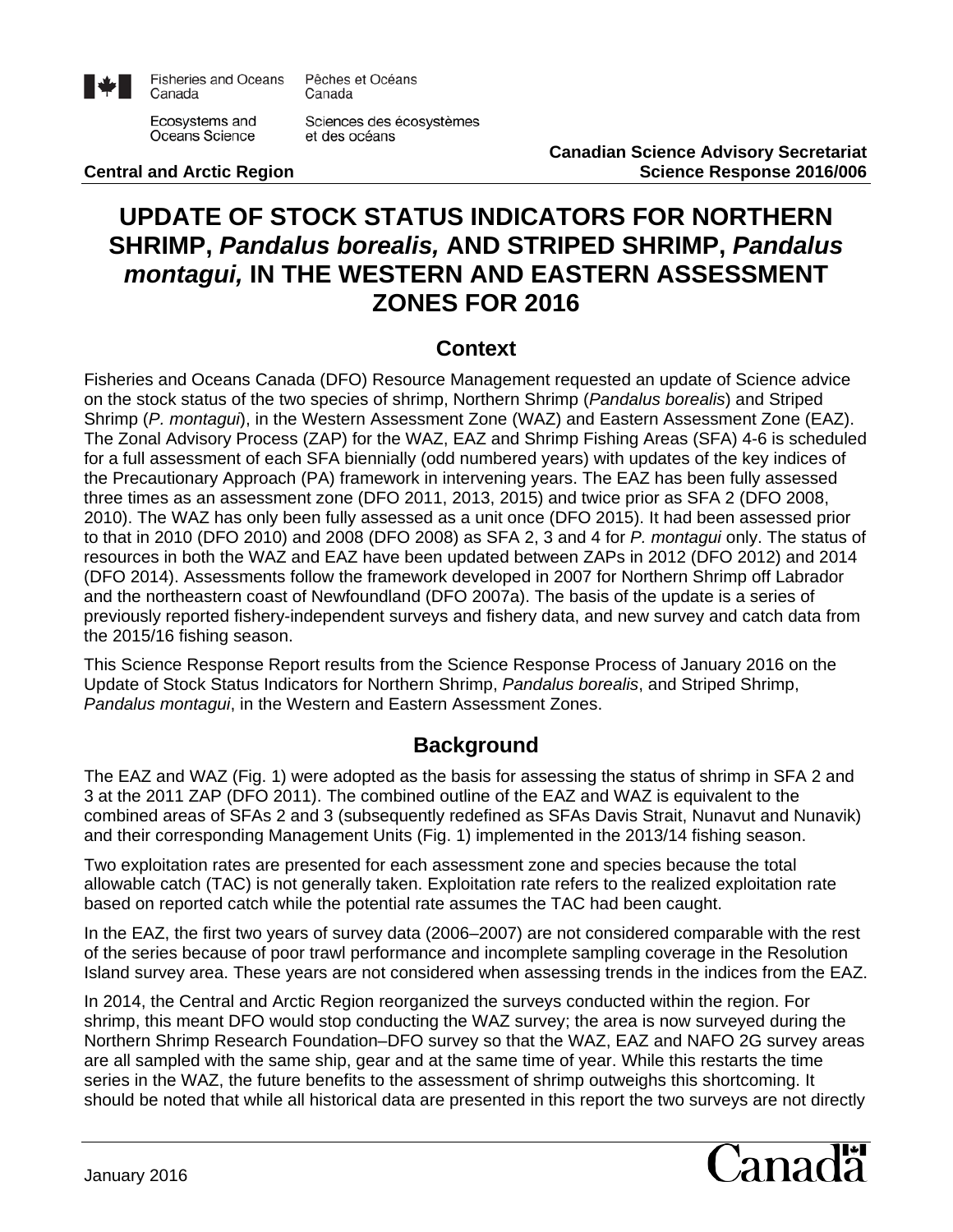Fisheries and Oceans Canada | Pêches et Océans Canada

Ecosystems and Oceans Science | Sciences des écosystèmes et des océans

**Central and Arctic Region**

**Canadian Science Advisory Secretariat**
**Science Response 2016/006**

# UPDATE OF STOCK STATUS INDICATORS FOR NORTHERN SHRIMP, *Pandalus borealis,* AND STRIPED SHRIMP, *Pandalus montagui,* IN THE WESTERN AND EASTERN ASSESSMENT ZONES FOR 2016

## Context

Fisheries and Oceans Canada (DFO) Resource Management requested an update of Science advice on the stock status of the two species of shrimp, Northern Shrimp (*Pandalus borealis*) and Striped Shrimp (*P. montagui*), in the Western Assessment Zone (WAZ) and Eastern Assessment Zone (EAZ). The Zonal Advisory Process (ZAP) for the WAZ, EAZ and Shrimp Fishing Areas (SFA) 4-6 is scheduled for a full assessment of each SFA biennially (odd numbered years) with updates of the key indices of the Precautionary Approach (PA) framework in intervening years. The EAZ has been fully assessed three times as an assessment zone (DFO 2011, 2013, 2015) and twice prior as SFA 2 (DFO 2008, 2010). The WAZ has only been fully assessed as a unit once (DFO 2015). It had been assessed prior to that in 2010 (DFO 2010) and 2008 (DFO 2008) as SFA 2, 3 and 4 for *P. montagui* only. The status of resources in both the WAZ and EAZ have been updated between ZAPs in 2012 (DFO 2012) and 2014 (DFO 2014). Assessments follow the framework developed in 2007 for Northern Shrimp off Labrador and the northeastern coast of Newfoundland (DFO 2007a). The basis of the update is a series of previously reported fishery-independent surveys and fishery data, and new survey and catch data from the 2015/16 fishing season.

This Science Response Report results from the Science Response Process of January 2016 on the Update of Stock Status Indicators for Northern Shrimp, *Pandalus borealis*, and Striped Shrimp, *Pandalus montagui*, in the Western and Eastern Assessment Zones.

## Background

The EAZ and WAZ (Fig. 1) were adopted as the basis for assessing the status of shrimp in SFA 2 and 3 at the 2011 ZAP (DFO 2011). The combined outline of the EAZ and WAZ is equivalent to the combined areas of SFAs 2 and 3 (subsequently redefined as SFAs Davis Strait, Nunavut and Nunavik) and their corresponding Management Units (Fig. 1) implemented in the 2013/14 fishing season.

Two exploitation rates are presented for each assessment zone and species because the total allowable catch (TAC) is not generally taken. Exploitation rate refers to the realized exploitation rate based on reported catch while the potential rate assumes the TAC had been caught.

In the EAZ, the first two years of survey data (2006–2007) are not considered comparable with the rest of the series because of poor trawl performance and incomplete sampling coverage in the Resolution Island survey area. These years are not considered when assessing trends in the indices from the EAZ.

In 2014, the Central and Arctic Region reorganized the surveys conducted within the region. For shrimp, this meant DFO would stop conducting the WAZ survey; the area is now surveyed during the Northern Shrimp Research Foundation–DFO survey so that the WAZ, EAZ and NAFO 2G survey areas are all sampled with the same ship, gear and at the same time of year. While this restarts the time series in the WAZ, the future benefits to the assessment of shrimp outweighs this shortcoming. It should be noted that while all historical data are presented in this report the two surveys are not directly

January 2016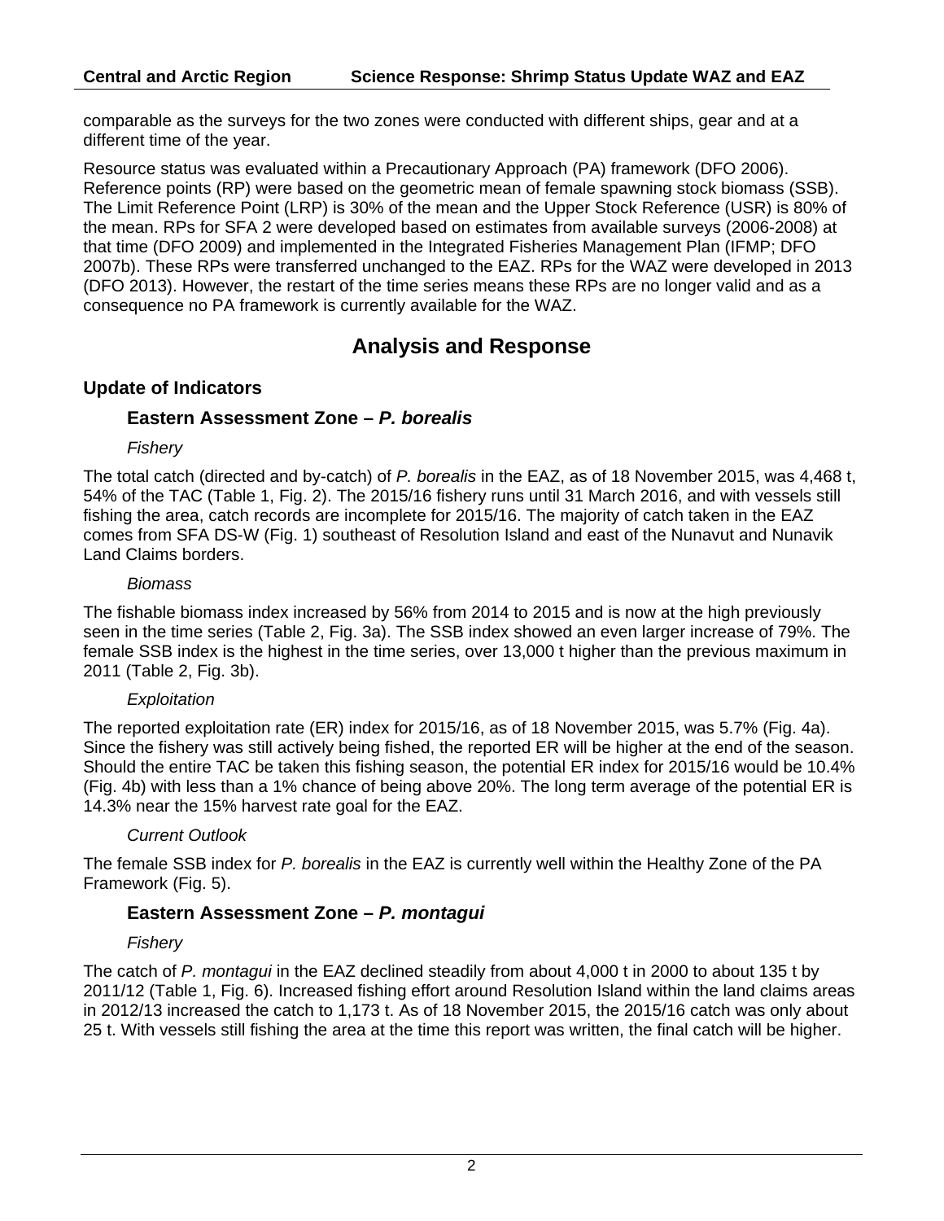comparable as the surveys for the two zones were conducted with different ships, gear and at a different time of the year.

Resource status was evaluated within a Precautionary Approach (PA) framework (DFO 2006). Reference points (RP) were based on the geometric mean of female spawning stock biomass (SSB). The Limit Reference Point (LRP) is 30% of the mean and the Upper Stock Reference (USR) is 80% of the mean. RPs for SFA 2 were developed based on estimates from available surveys (2006-2008) at that time (DFO 2009) and implemented in the Integrated Fisheries Management Plan (IFMP; DFO 2007b). These RPs were transferred unchanged to the EAZ. RPs for the WAZ were developed in 2013 (DFO 2013). However, the restart of the time series means these RPs are no longer valid and as a consequence no PA framework is currently available for the WAZ.

# Analysis and Response

## Update of Indicators

### Eastern Assessment Zone – *P. borealis*

*Fishery*

The total catch (directed and by-catch) of *P. borealis* in the EAZ, as of 18 November 2015, was 4,468 t, 54% of the TAC (Table 1, Fig. 2). The 2015/16 fishery runs until 31 March 2016, and with vessels still fishing the area, catch records are incomplete for 2015/16. The majority of catch taken in the EAZ comes from SFA DS-W (Fig. 1) southeast of Resolution Island and east of the Nunavut and Nunavik Land Claims borders.

*Biomass*

The fishable biomass index increased by 56% from 2014 to 2015 and is now at the high previously seen in the time series (Table 2, Fig. 3a). The SSB index showed an even larger increase of 79%. The female SSB index is the highest in the time series, over 13,000 t higher than the previous maximum in 2011 (Table 2, Fig. 3b).

*Exploitation*

The reported exploitation rate (ER) index for 2015/16, as of 18 November 2015, was 5.7% (Fig. 4a). Since the fishery was still actively being fished, the reported ER will be higher at the end of the season. Should the entire TAC be taken this fishing season, the potential ER index for 2015/16 would be 10.4% (Fig. 4b) with less than a 1% chance of being above 20%. The long term average of the potential ER is 14.3% near the 15% harvest rate goal for the EAZ.

*Current Outlook*

The female SSB index for *P. borealis* in the EAZ is currently well within the Healthy Zone of the PA Framework (Fig. 5).

### Eastern Assessment Zone – *P. montagui*

*Fishery*

The catch of *P. montagui* in the EAZ declined steadily from about 4,000 t in 2000 to about 135 t by 2011/12 (Table 1, Fig. 6). Increased fishing effort around Resolution Island within the land claims areas in 2012/13 increased the catch to 1,173 t. As of 18 November 2015, the 2015/16 catch was only about 25 t. With vessels still fishing the area at the time this report was written, the final catch will be higher.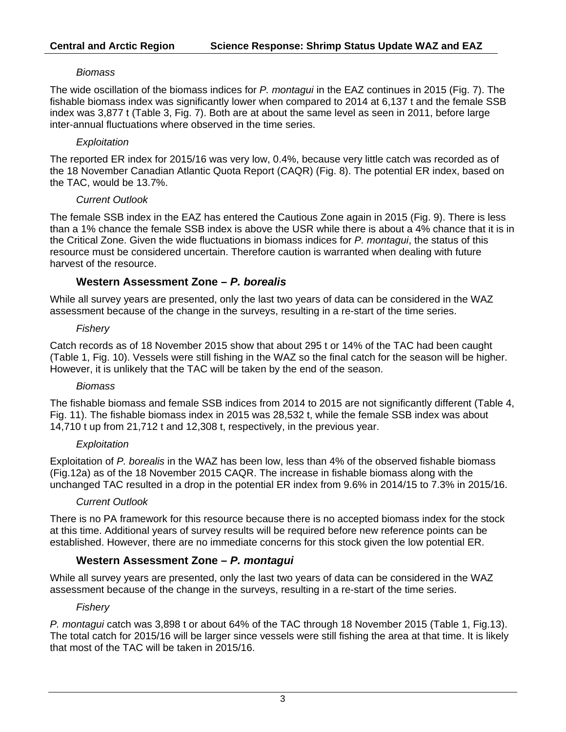#### *Biomass*

The wide oscillation of the biomass indices for *P. montagui* in the EAZ continues in 2015 (Fig. 7). The fishable biomass index was significantly lower when compared to 2014 at 6,137 t and the female SSB index was 3,877 t (Table 3, Fig. 7). Both are at about the same level as seen in 2011, before large inter-annual fluctuations where observed in the time series.

#### *Exploitation*

The reported ER index for 2015/16 was very low, 0.4%, because very little catch was recorded as of the 18 November Canadian Atlantic Quota Report (CAQR) (Fig. 8). The potential ER index, based on the TAC, would be 13.7%.

#### *Current Outlook*

The female SSB index in the EAZ has entered the Cautious Zone again in 2015 (Fig. 9). There is less than a 1% chance the female SSB index is above the USR while there is about a 4% chance that it is in the Critical Zone. Given the wide fluctuations in biomass indices for *P. montagui*, the status of this resource must be considered uncertain. Therefore caution is warranted when dealing with future harvest of the resource.

### Western Assessment Zone – *P. borealis*

While all survey years are presented, only the last two years of data can be considered in the WAZ assessment because of the change in the surveys, resulting in a re-start of the time series.

#### *Fishery*

Catch records as of 18 November 2015 show that about 295 t or 14% of the TAC had been caught (Table 1, Fig. 10). Vessels were still fishing in the WAZ so the final catch for the season will be higher. However, it is unlikely that the TAC will be taken by the end of the season.

#### *Biomass*

The fishable biomass and female SSB indices from 2014 to 2015 are not significantly different (Table 4, Fig. 11). The fishable biomass index in 2015 was 28,532 t, while the female SSB index was about 14,710 t up from 21,712 t and 12,308 t, respectively, in the previous year.

#### *Exploitation*

Exploitation of *P. borealis* in the WAZ has been low, less than 4% of the observed fishable biomass (Fig.12a) as of the 18 November 2015 CAQR. The increase in fishable biomass along with the unchanged TAC resulted in a drop in the potential ER index from 9.6% in 2014/15 to 7.3% in 2015/16.

#### *Current Outlook*

There is no PA framework for this resource because there is no accepted biomass index for the stock at this time. Additional years of survey results will be required before new reference points can be established. However, there are no immediate concerns for this stock given the low potential ER.

### Western Assessment Zone – *P. montagui*

While all survey years are presented, only the last two years of data can be considered in the WAZ assessment because of the change in the surveys, resulting in a re-start of the time series.

#### *Fishery*

*P. montagui* catch was 3,898 t or about 64% of the TAC through 18 November 2015 (Table 1, Fig.13). The total catch for 2015/16 will be larger since vessels were still fishing the area at that time. It is likely that most of the TAC will be taken in 2015/16.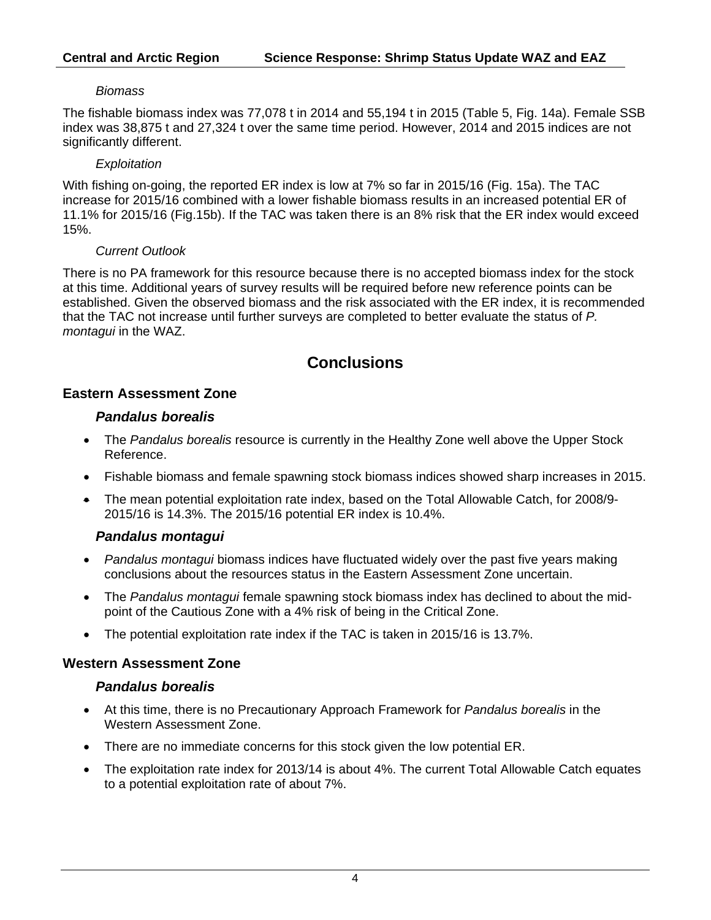#### *Biomass*

The fishable biomass index was 77,078 t in 2014 and 55,194 t in 2015 (Table 5, Fig. 14a). Female SSB index was 38,875 t and 27,324 t over the same time period. However, 2014 and 2015 indices are not significantly different.

#### *Exploitation*

With fishing on-going, the reported ER index is low at 7% so far in 2015/16 (Fig. 15a). The TAC increase for 2015/16 combined with a lower fishable biomass results in an increased potential ER of 11.1% for 2015/16 (Fig.15b). If the TAC was taken there is an 8% risk that the ER index would exceed 15%.

#### *Current Outlook*

There is no PA framework for this resource because there is no accepted biomass index for the stock at this time. Additional years of survey results will be required before new reference points can be established. Given the observed biomass and the risk associated with the ER index, it is recommended that the TAC not increase until further surveys are completed to better evaluate the status of *P. montagui* in the WAZ.

# Conclusions

## Eastern Assessment Zone

### *Pandalus borealis*

- The *Pandalus borealis* resource is currently in the Healthy Zone well above the Upper Stock Reference.
- Fishable biomass and female spawning stock biomass indices showed sharp increases in 2015.
- The mean potential exploitation rate index, based on the Total Allowable Catch, for 2008/9-2015/16 is 14.3%. The 2015/16 potential ER index is 10.4%.

### *Pandalus montagui*

- *Pandalus montagui* biomass indices have fluctuated widely over the past five years making conclusions about the resources status in the Eastern Assessment Zone uncertain.
- The *Pandalus montagui* female spawning stock biomass index has declined to about the mid-point of the Cautious Zone with a 4% risk of being in the Critical Zone.
- The potential exploitation rate index if the TAC is taken in 2015/16 is 13.7%.

## Western Assessment Zone

### *Pandalus borealis*

- At this time, there is no Precautionary Approach Framework for *Pandalus borealis* in the Western Assessment Zone.
- There are no immediate concerns for this stock given the low potential ER.
- The exploitation rate index for 2013/14 is about 4%. The current Total Allowable Catch equates to a potential exploitation rate of about 7%.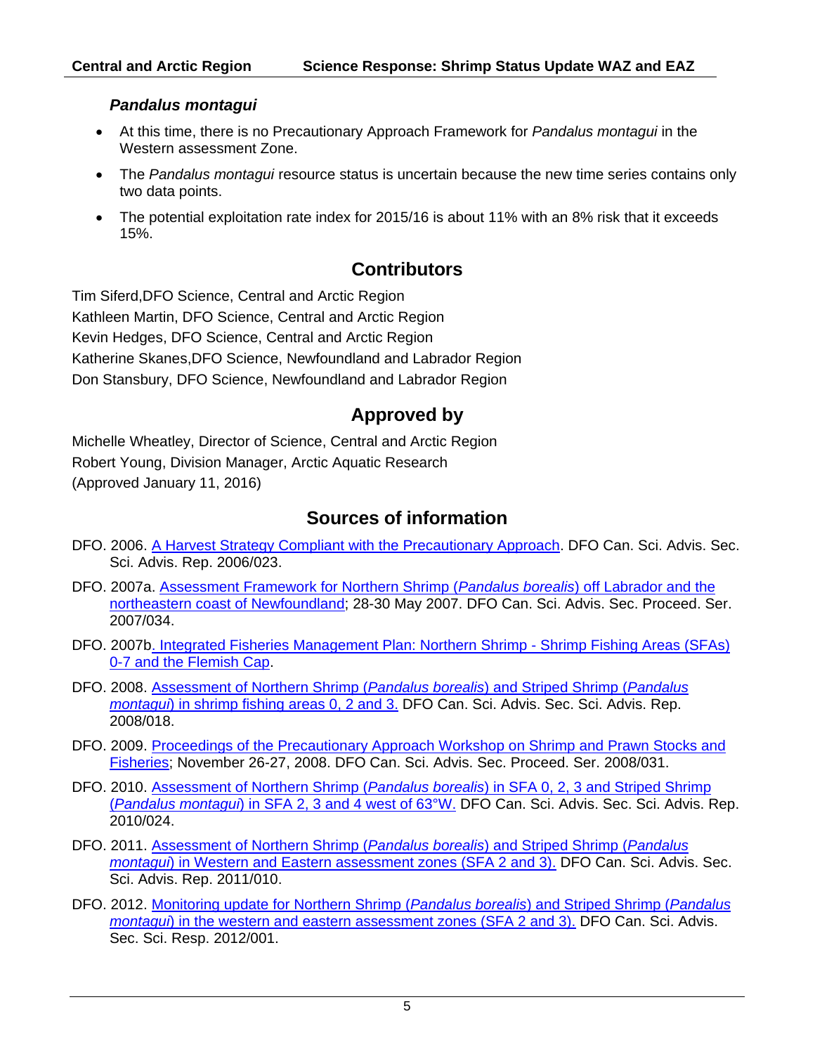### *Pandalus montagui*

- At this time, there is no Precautionary Approach Framework for *Pandalus montagui* in the Western assessment Zone.
- The *Pandalus montagui* resource status is uncertain because the new time series contains only two data points.
- The potential exploitation rate index for 2015/16 is about 11% with an 8% risk that it exceeds 15%.

## Contributors

Tim Siferd,DFO Science, Central and Arctic Region
Kathleen Martin, DFO Science, Central and Arctic Region
Kevin Hedges, DFO Science, Central and Arctic Region
Katherine Skanes,DFO Science, Newfoundland and Labrador Region
Don Stansbury, DFO Science, Newfoundland and Labrador Region

## Approved by

Michelle Wheatley, Director of Science, Central and Arctic Region
Robert Young, Division Manager, Arctic Aquatic Research
(Approved January 11, 2016)

## Sources of information

DFO. 2006. A Harvest Strategy Compliant with the Precautionary Approach. DFO Can. Sci. Advis. Sec. Sci. Advis. Rep. 2006/023.

DFO. 2007a. Assessment Framework for Northern Shrimp (*Pandalus borealis*) off Labrador and the northeastern coast of Newfoundland; 28-30 May 2007. DFO Can. Sci. Advis. Sec. Proceed. Ser. 2007/034.

DFO. 2007b. Integrated Fisheries Management Plan: Northern Shrimp - Shrimp Fishing Areas (SFAs) 0-7 and the Flemish Cap.

DFO. 2008. Assessment of Northern Shrimp (*Pandalus borealis*) and Striped Shrimp (*Pandalus montagui*) in shrimp fishing areas 0, 2 and 3. DFO Can. Sci. Advis. Sec. Sci. Advis. Rep. 2008/018.

DFO. 2009. Proceedings of the Precautionary Approach Workshop on Shrimp and Prawn Stocks and Fisheries; November 26-27, 2008. DFO Can. Sci. Advis. Sec. Proceed. Ser. 2008/031.

DFO. 2010. Assessment of Northern Shrimp (*Pandalus borealis*) in SFA 0, 2, 3 and Striped Shrimp (*Pandalus montagui*) in SFA 2, 3 and 4 west of 63°W. DFO Can. Sci. Advis. Sec. Sci. Advis. Rep. 2010/024.

DFO. 2011. Assessment of Northern Shrimp (*Pandalus borealis*) and Striped Shrimp (*Pandalus montagui*) in Western and Eastern assessment zones (SFA 2 and 3). DFO Can. Sci. Advis. Sec. Sci. Advis. Rep. 2011/010.

DFO. 2012. Monitoring update for Northern Shrimp (*Pandalus borealis*) and Striped Shrimp (*Pandalus montagui*) in the western and eastern assessment zones (SFA 2 and 3). DFO Can. Sci. Advis. Sec. Sci. Resp. 2012/001.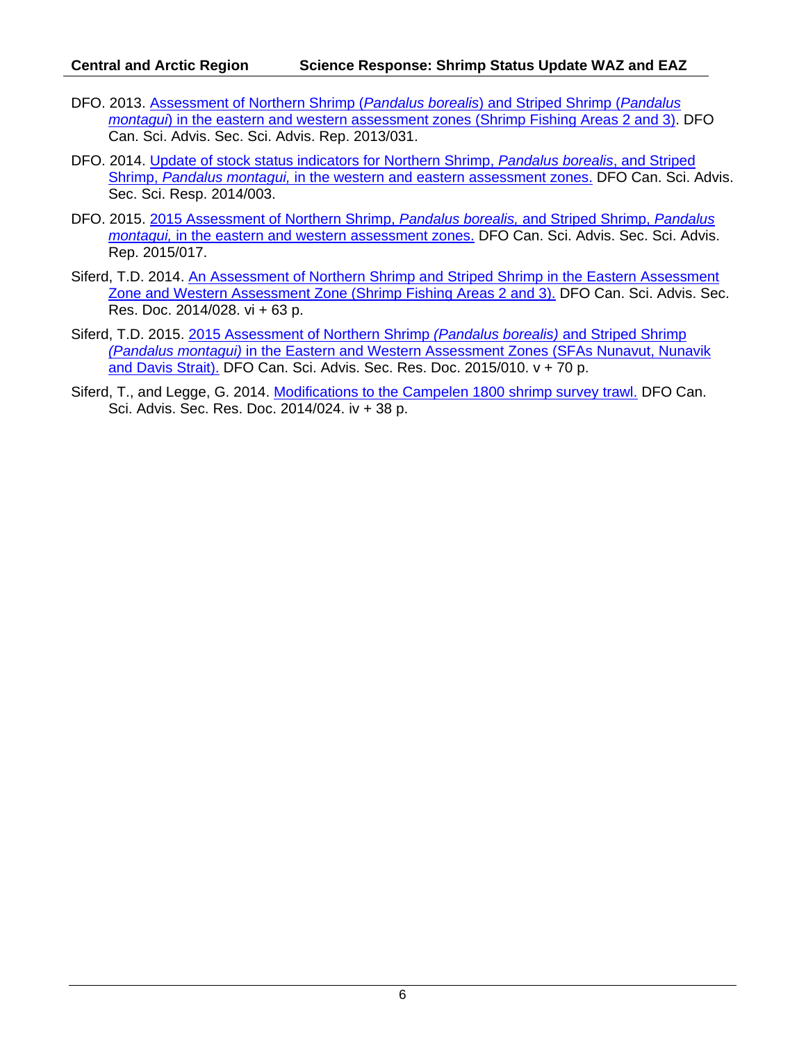DFO. 2013. Assessment of Northern Shrimp (*Pandalus borealis*) and Striped Shrimp (*Pandalus montagui*) in the eastern and western assessment zones (Shrimp Fishing Areas 2 and 3). DFO Can. Sci. Advis. Sec. Sci. Advis. Rep. 2013/031.

DFO. 2014. Update of stock status indicators for Northern Shrimp, *Pandalus borealis*, and Striped Shrimp, *Pandalus montagui,* in the western and eastern assessment zones. DFO Can. Sci. Advis. Sec. Sci. Resp. 2014/003.

DFO. 2015. 2015 Assessment of Northern Shrimp, *Pandalus borealis,* and Striped Shrimp, *Pandalus montagui,* in the eastern and western assessment zones. DFO Can. Sci. Advis. Sec. Sci. Advis. Rep. 2015/017.

Siferd, T.D. 2014. An Assessment of Northern Shrimp and Striped Shrimp in the Eastern Assessment Zone and Western Assessment Zone (Shrimp Fishing Areas 2 and 3). DFO Can. Sci. Advis. Sec. Res. Doc. 2014/028. vi + 63 p.

Siferd, T.D. 2015. 2015 Assessment of Northern Shrimp *(Pandalus borealis)* and Striped Shrimp *(Pandalus montagui)* in the Eastern and Western Assessment Zones (SFAs Nunavut, Nunavik and Davis Strait). DFO Can. Sci. Advis. Sec. Res. Doc. 2015/010. v + 70 p.

Siferd, T., and Legge, G. 2014. Modifications to the Campelen 1800 shrimp survey trawl. DFO Can. Sci. Advis. Sec. Res. Doc. 2014/024. iv + 38 p.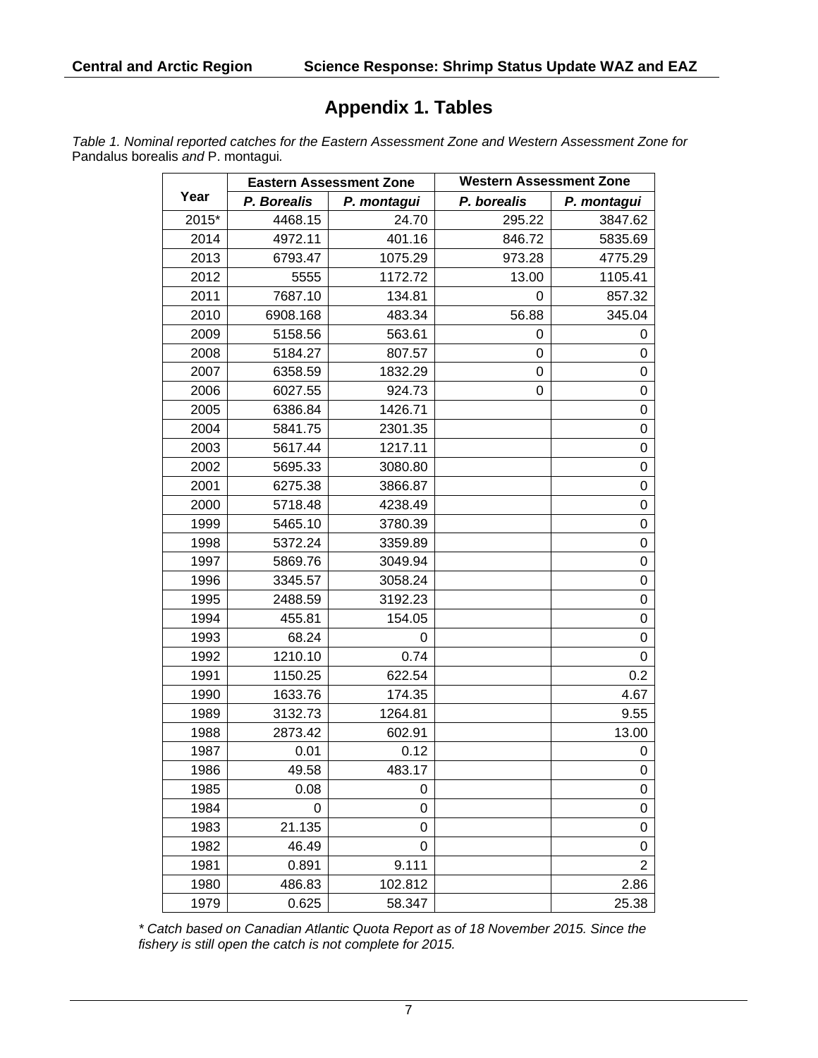# Appendix 1. Tables

*Table 1. Nominal reported catches for the Eastern Assessment Zone and Western Assessment Zone for* Pandalus borealis *and* P. montagui*.*

| Year | Eastern Assessment Zone | | Western Assessment Zone | |
|---|---|---|---|---|
| | ***P. Borealis*** | ***P. montagui*** | ***P. borealis*** | ***P. montagui*** |
| 2015* | 4468.15 | 24.70 | 295.22 | 3847.62 |
| 2014 | 4972.11 | 401.16 | 846.72 | 5835.69 |
| 2013 | 6793.47 | 1075.29 | 973.28 | 4775.29 |
| 2012 | 5555 | 1172.72 | 13.00 | 1105.41 |
| 2011 | 7687.10 | 134.81 | 0 | 857.32 |
| 2010 | 6908.168 | 483.34 | 56.88 | 345.04 |
| 2009 | 5158.56 | 563.61 | 0 | 0 |
| 2008 | 5184.27 | 807.57 | 0 | 0 |
| 2007 | 6358.59 | 1832.29 | 0 | 0 |
| 2006 | 6027.55 | 924.73 | 0 | 0 |
| 2005 | 6386.84 | 1426.71 | | 0 |
| 2004 | 5841.75 | 2301.35 | | 0 |
| 2003 | 5617.44 | 1217.11 | | 0 |
| 2002 | 5695.33 | 3080.80 | | 0 |
| 2001 | 6275.38 | 3866.87 | | 0 |
| 2000 | 5718.48 | 4238.49 | | 0 |
| 1999 | 5465.10 | 3780.39 | | 0 |
| 1998 | 5372.24 | 3359.89 | | 0 |
| 1997 | 5869.76 | 3049.94 | | 0 |
| 1996 | 3345.57 | 3058.24 | | 0 |
| 1995 | 2488.59 | 3192.23 | | 0 |
| 1994 | 455.81 | 154.05 | | 0 |
| 1993 | 68.24 | 0 | | 0 |
| 1992 | 1210.10 | 0.74 | | 0 |
| 1991 | 1150.25 | 622.54 | | 0.2 |
| 1990 | 1633.76 | 174.35 | | 4.67 |
| 1989 | 3132.73 | 1264.81 | | 9.55 |
| 1988 | 2873.42 | 602.91 | | 13.00 |
| 1987 | 0.01 | 0.12 | | 0 |
| 1986 | 49.58 | 483.17 | | 0 |
| 1985 | 0.08 | 0 | | 0 |
| 1984 | 0 | 0 | | 0 |
| 1983 | 21.135 | 0 | | 0 |
| 1982 | 46.49 | 0 | | 0 |
| 1981 | 0.891 | 9.111 | | 2 |
| 1980 | 486.83 | 102.812 | | 2.86 |
| 1979 | 0.625 | 58.347 | | 25.38 |

*\* Catch based on Canadian Atlantic Quota Report as of 18 November 2015. Since the fishery is still open the catch is not complete for 2015.*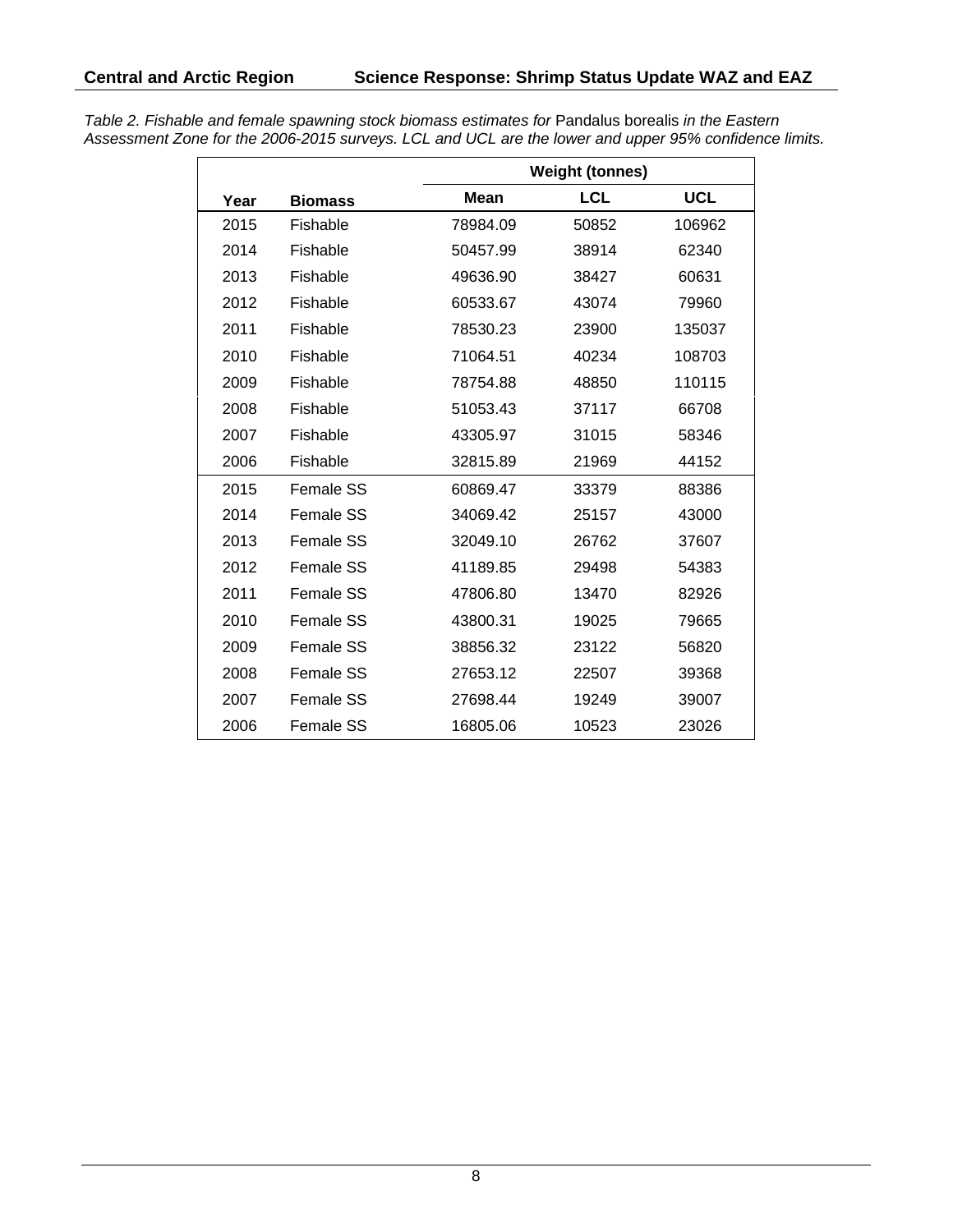*Table 2. Fishable and female spawning stock biomass estimates for* Pandalus borealis *in the Eastern Assessment Zone for the 2006-2015 surveys. LCL and UCL are the lower and upper 95% confidence limits.*

| | | Weight (tonnes) | | |
|---|---|---|---|---|
| **Year** | **Biomass** | **Mean** | **LCL** | **UCL** |
| 2015 | Fishable | 78984.09 | 50852 | 106962 |
| 2014 | Fishable | 50457.99 | 38914 | 62340 |
| 2013 | Fishable | 49636.90 | 38427 | 60631 |
| 2012 | Fishable | 60533.67 | 43074 | 79960 |
| 2011 | Fishable | 78530.23 | 23900 | 135037 |
| 2010 | Fishable | 71064.51 | 40234 | 108703 |
| 2009 | Fishable | 78754.88 | 48850 | 110115 |
| 2008 | Fishable | 51053.43 | 37117 | 66708 |
| 2007 | Fishable | 43305.97 | 31015 | 58346 |
| 2006 | Fishable | 32815.89 | 21969 | 44152 |
| 2015 | Female SS | 60869.47 | 33379 | 88386 |
| 2014 | Female SS | 34069.42 | 25157 | 43000 |
| 2013 | Female SS | 32049.10 | 26762 | 37607 |
| 2012 | Female SS | 41189.85 | 29498 | 54383 |
| 2011 | Female SS | 47806.80 | 13470 | 82926 |
| 2010 | Female SS | 43800.31 | 19025 | 79665 |
| 2009 | Female SS | 38856.32 | 23122 | 56820 |
| 2008 | Female SS | 27653.12 | 22507 | 39368 |
| 2007 | Female SS | 27698.44 | 19249 | 39007 |
| 2006 | Female SS | 16805.06 | 10523 | 23026 |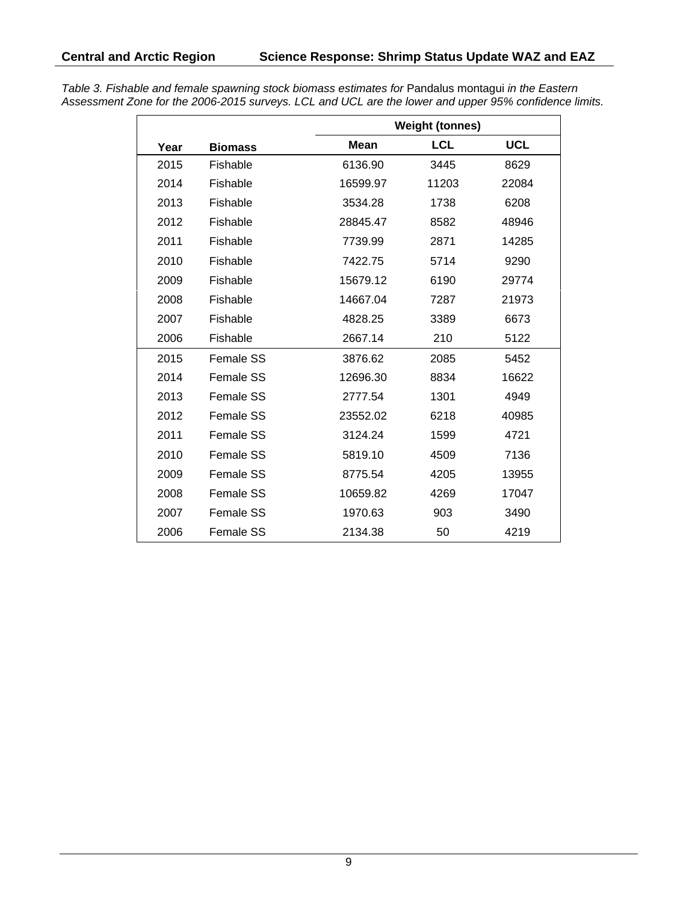*Table 3. Fishable and female spawning stock biomass estimates for* Pandalus montagui *in the Eastern Assessment Zone for the 2006-2015 surveys. LCL and UCL are the lower and upper 95% confidence limits.*

| | | Weight (tonnes) | | |
|---|---|---|---|---|
| **Year** | **Biomass** | **Mean** | **LCL** | **UCL** |
| 2015 | Fishable | 6136.90 | 3445 | 8629 |
| 2014 | Fishable | 16599.97 | 11203 | 22084 |
| 2013 | Fishable | 3534.28 | 1738 | 6208 |
| 2012 | Fishable | 28845.47 | 8582 | 48946 |
| 2011 | Fishable | 7739.99 | 2871 | 14285 |
| 2010 | Fishable | 7422.75 | 5714 | 9290 |
| 2009 | Fishable | 15679.12 | 6190 | 29774 |
| 2008 | Fishable | 14667.04 | 7287 | 21973 |
| 2007 | Fishable | 4828.25 | 3389 | 6673 |
| 2006 | Fishable | 2667.14 | 210 | 5122 |
| 2015 | Female SS | 3876.62 | 2085 | 5452 |
| 2014 | Female SS | 12696.30 | 8834 | 16622 |
| 2013 | Female SS | 2777.54 | 1301 | 4949 |
| 2012 | Female SS | 23552.02 | 6218 | 40985 |
| 2011 | Female SS | 3124.24 | 1599 | 4721 |
| 2010 | Female SS | 5819.10 | 4509 | 7136 |
| 2009 | Female SS | 8775.54 | 4205 | 13955 |
| 2008 | Female SS | 10659.82 | 4269 | 17047 |
| 2007 | Female SS | 1970.63 | 903 | 3490 |
| 2006 | Female SS | 2134.38 | 50 | 4219 |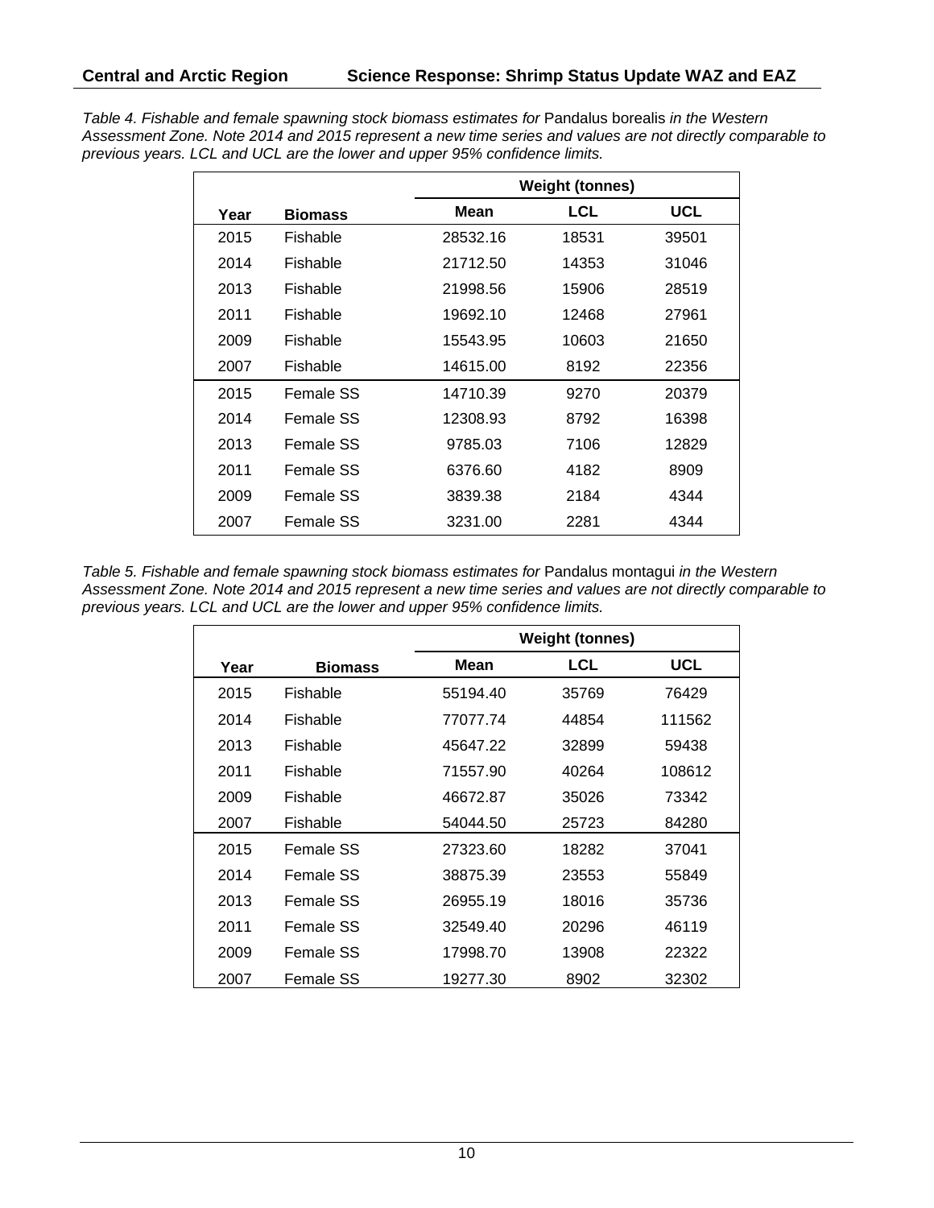*Table 4. Fishable and female spawning stock biomass estimates for* Pandalus borealis *in the Western Assessment Zone. Note 2014 and 2015 represent a new time series and values are not directly comparable to previous years. LCL and UCL are the lower and upper 95% confidence limits.*

| | | Weight (tonnes) | | |
|---|---|---|---|---|
| **Year** | **Biomass** | **Mean** | **LCL** | **UCL** |
| 2015 | Fishable | 28532.16 | 18531 | 39501 |
| 2014 | Fishable | 21712.50 | 14353 | 31046 |
| 2013 | Fishable | 21998.56 | 15906 | 28519 |
| 2011 | Fishable | 19692.10 | 12468 | 27961 |
| 2009 | Fishable | 15543.95 | 10603 | 21650 |
| 2007 | Fishable | 14615.00 | 8192 | 22356 |
| 2015 | Female SS | 14710.39 | 9270 | 20379 |
| 2014 | Female SS | 12308.93 | 8792 | 16398 |
| 2013 | Female SS | 9785.03 | 7106 | 12829 |
| 2011 | Female SS | 6376.60 | 4182 | 8909 |
| 2009 | Female SS | 3839.38 | 2184 | 4344 |
| 2007 | Female SS | 3231.00 | 2281 | 4344 |

*Table 5. Fishable and female spawning stock biomass estimates for* Pandalus montagui *in the Western Assessment Zone. Note 2014 and 2015 represent a new time series and values are not directly comparable to previous years. LCL and UCL are the lower and upper 95% confidence limits.*

| | | Weight (tonnes) | | |
|---|---|---|---|---|
| **Year** | **Biomass** | **Mean** | **LCL** | **UCL** |
| 2015 | Fishable | 55194.40 | 35769 | 76429 |
| 2014 | Fishable | 77077.74 | 44854 | 111562 |
| 2013 | Fishable | 45647.22 | 32899 | 59438 |
| 2011 | Fishable | 71557.90 | 40264 | 108612 |
| 2009 | Fishable | 46672.87 | 35026 | 73342 |
| 2007 | Fishable | 54044.50 | 25723 | 84280 |
| 2015 | Female SS | 27323.60 | 18282 | 37041 |
| 2014 | Female SS | 38875.39 | 23553 | 55849 |
| 2013 | Female SS | 26955.19 | 18016 | 35736 |
| 2011 | Female SS | 32549.40 | 20296 | 46119 |
| 2009 | Female SS | 17998.70 | 13908 | 22322 |
| 2007 | Female SS | 19277.30 | 8902 | 32302 |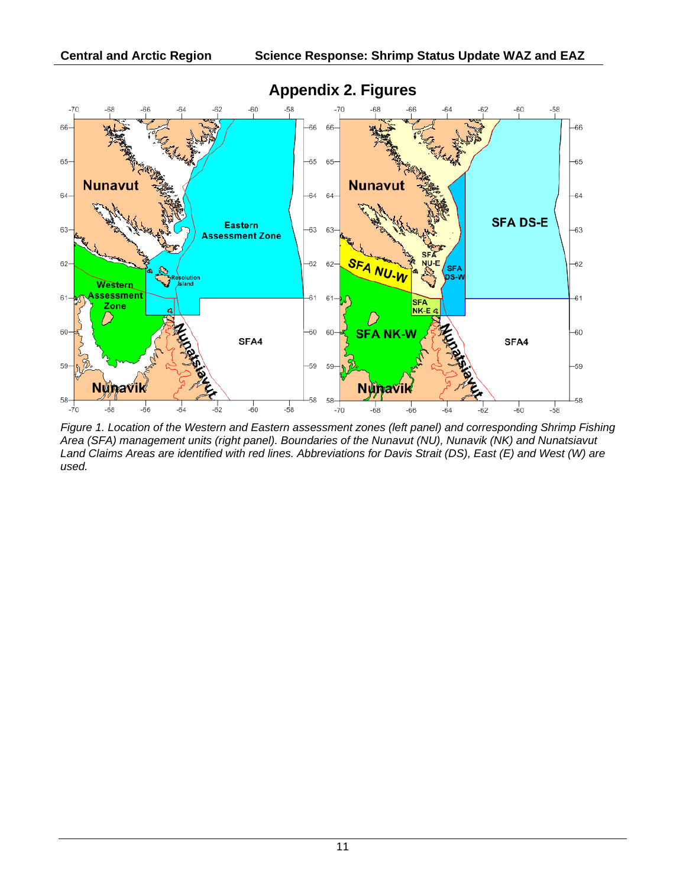# Appendix 2. Figures

*Figure 1. Location of the Western and Eastern assessment zones (left panel) and corresponding Shrimp Fishing Area (SFA) management units (right panel). Boundaries of the Nunavut (NU), Nunavik (NK) and Nunatsiavut Land Claims Areas are identified with red lines. Abbreviations for Davis Strait (DS), East (E) and West (W) are used.*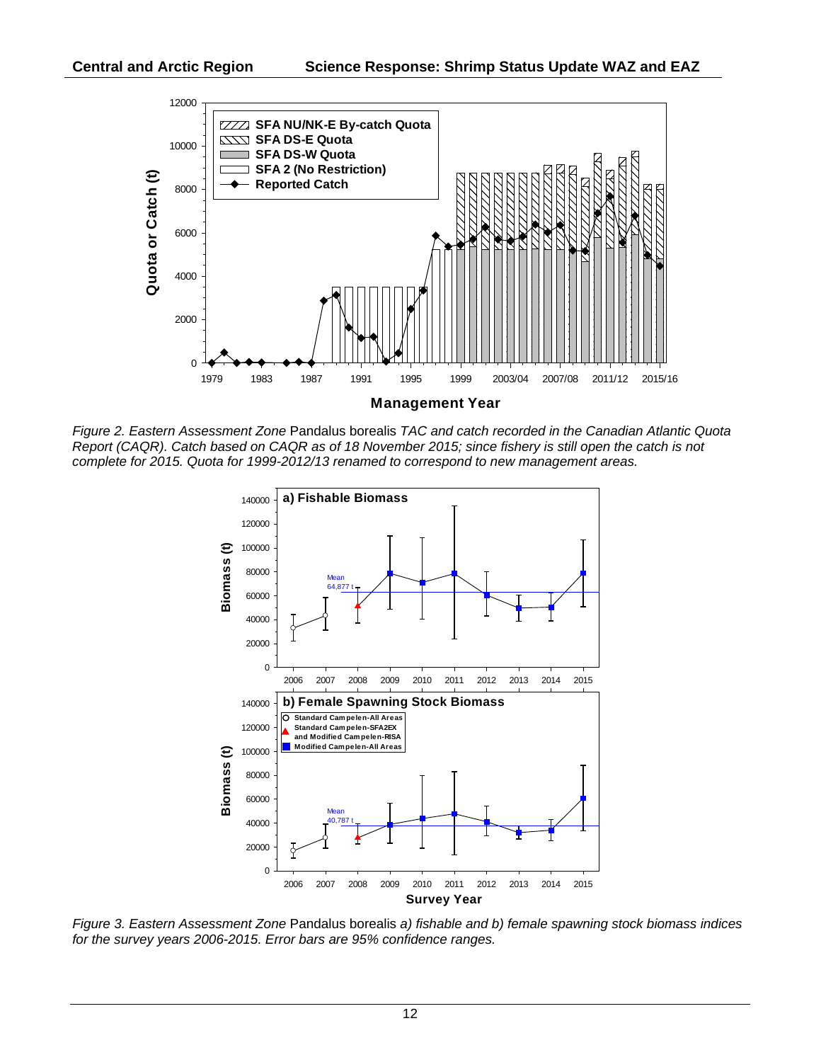*Figure 2. Eastern Assessment Zone* Pandalus borealis *TAC and catch recorded in the Canadian Atlantic Quota Report (CAQR). Catch based on CAQR as of 18 November 2015; since fishery is still open the catch is not complete for 2015. Quota for 1999-2012/13 renamed to correspond to new management areas.*

*Figure 3. Eastern Assessment Zone* Pandalus borealis *a) fishable and b) female spawning stock biomass indices for the survey years 2006-2015. Error bars are 95% confidence ranges.*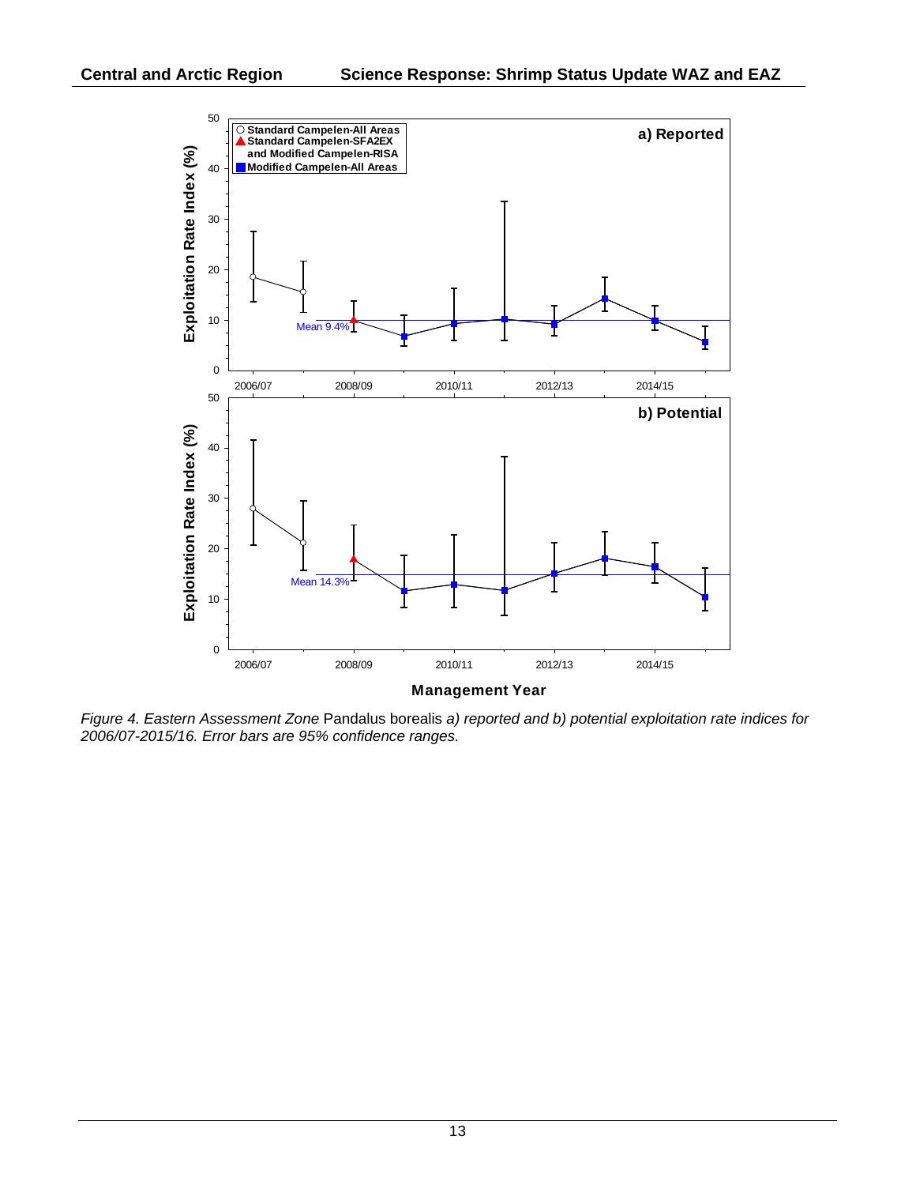*Figure 4. Eastern Assessment Zone* Pandalus borealis *a) reported and b) potential exploitation rate indices for 2006/07-2015/16. Error bars are 95% confidence ranges.*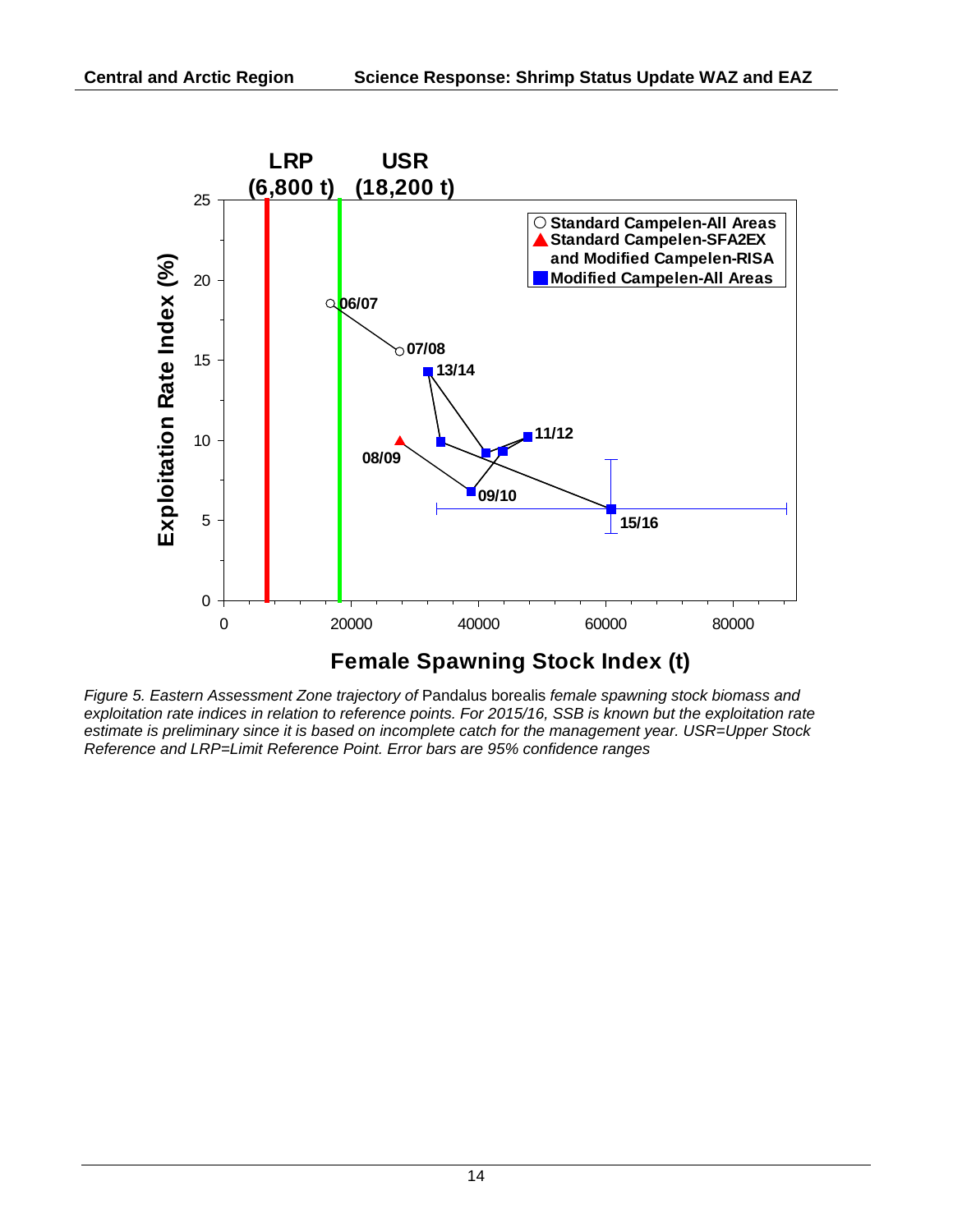*Figure 5. Eastern Assessment Zone trajectory of* Pandalus borealis *female spawning stock biomass and exploitation rate indices in relation to reference points. For 2015/16, SSB is known but the exploitation rate estimate is preliminary since it is based on incomplete catch for the management year. USR=Upper Stock Reference and LRP=Limit Reference Point. Error bars are 95% confidence ranges*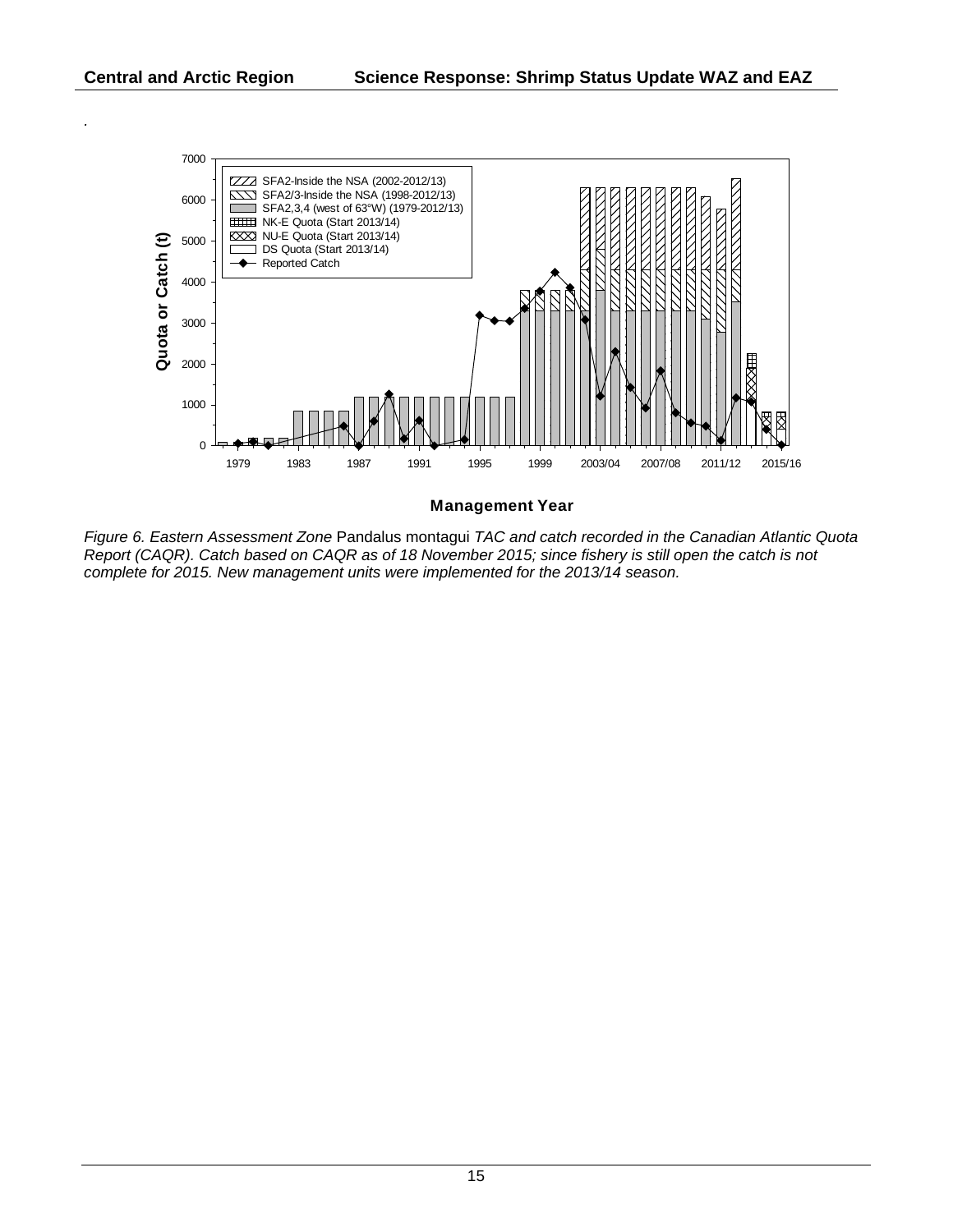Figure 6. *Eastern Assessment Zone* Pandalus montagui *TAC and catch recorded in the Canadian Atlantic Quota Report (CAQR). Catch based on CAQR as of 18 November 2015; since fishery is still open the catch is not complete for 2015. New management units were implemented for the 2013/14 season.*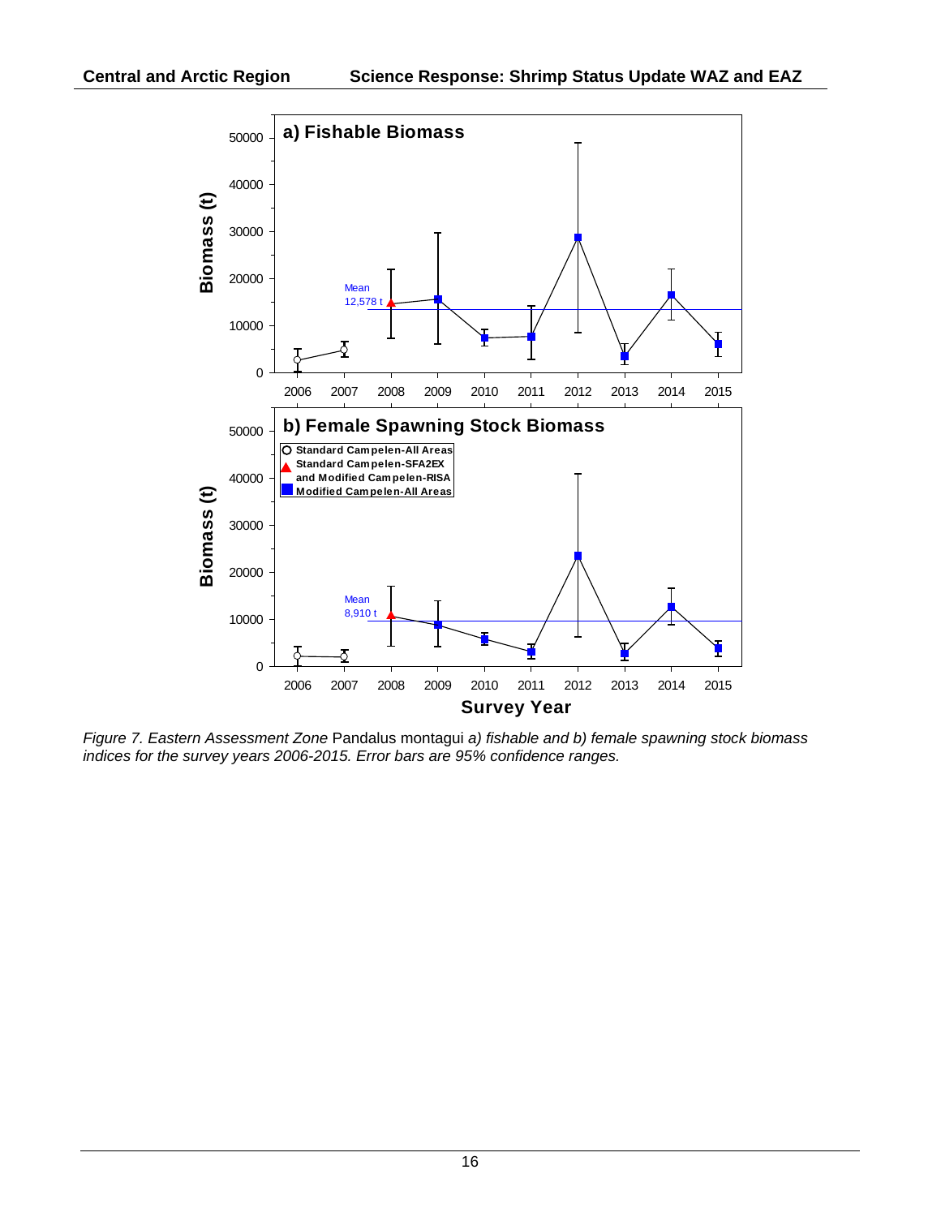*Figure 7. Eastern Assessment Zone* Pandalus montagui *a) fishable and b) female spawning stock biomass indices for the survey years 2006-2015. Error bars are 95% confidence ranges.*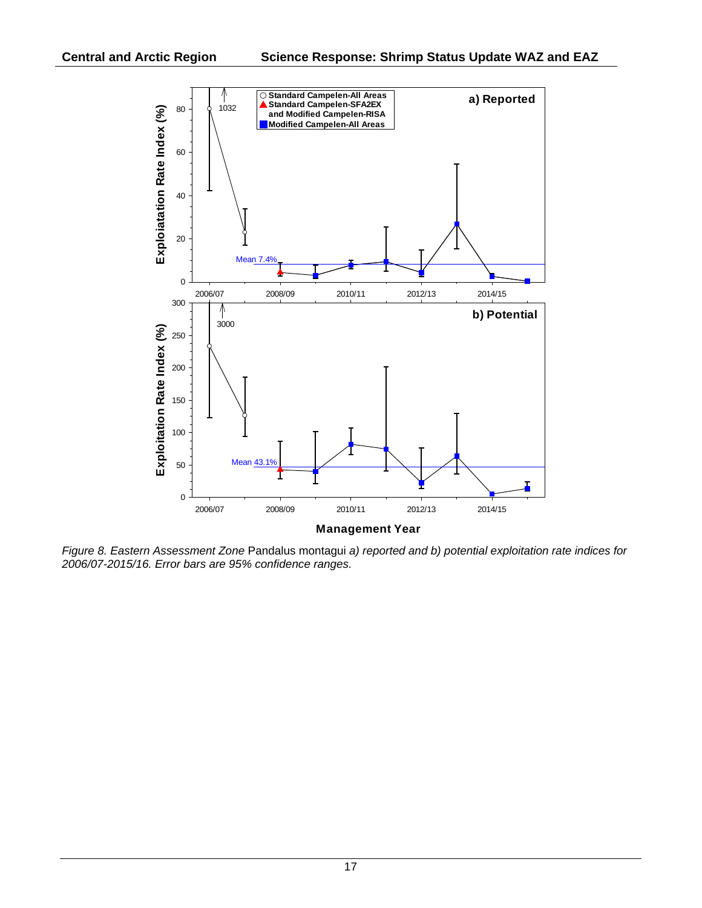*Figure 8. Eastern Assessment Zone* Pandalus montagui *a) reported and b) potential exploitation rate indices for 2006/07-2015/16. Error bars are 95% confidence ranges.*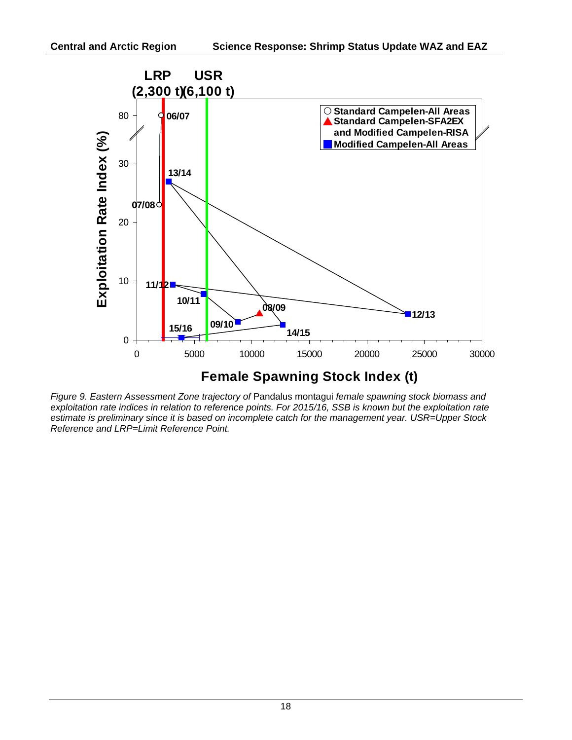LRP (2,300 t) USR (6,100 t)

Exploitation Rate Index (%)

Female Spawning Stock Index (t)

○ Standard Campelen-All Areas
▲ Standard Campelen-SFA2EX and Modified Campelen-RISA
■ Modified Campelen-All Areas

06/07, 07/08, 08/09, 09/10, 10/11, 11/12, 12/13, 13/14, 14/15, 15/16

*Figure 9. Eastern Assessment Zone trajectory of* Pandalus montagui *female spawning stock biomass and exploitation rate indices in relation to reference points. For 2015/16, SSB is known but the exploitation rate estimate is preliminary since it is based on incomplete catch for the management year. USR=Upper Stock Reference and LRP=Limit Reference Point.*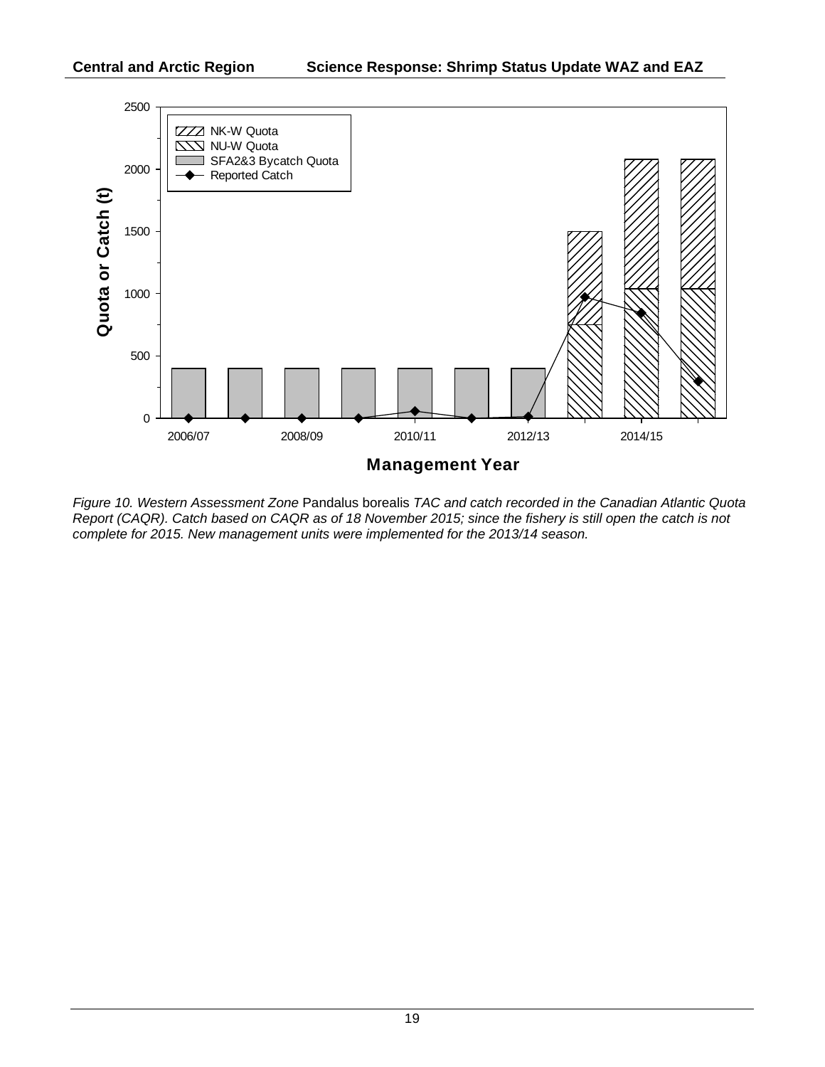*Figure 10. Western Assessment Zone* Pandalus borealis *TAC and catch recorded in the Canadian Atlantic Quota Report (CAQR). Catch based on CAQR as of 18 November 2015; since the fishery is still open the catch is not complete for 2015. New management units were implemented for the 2013/14 season.*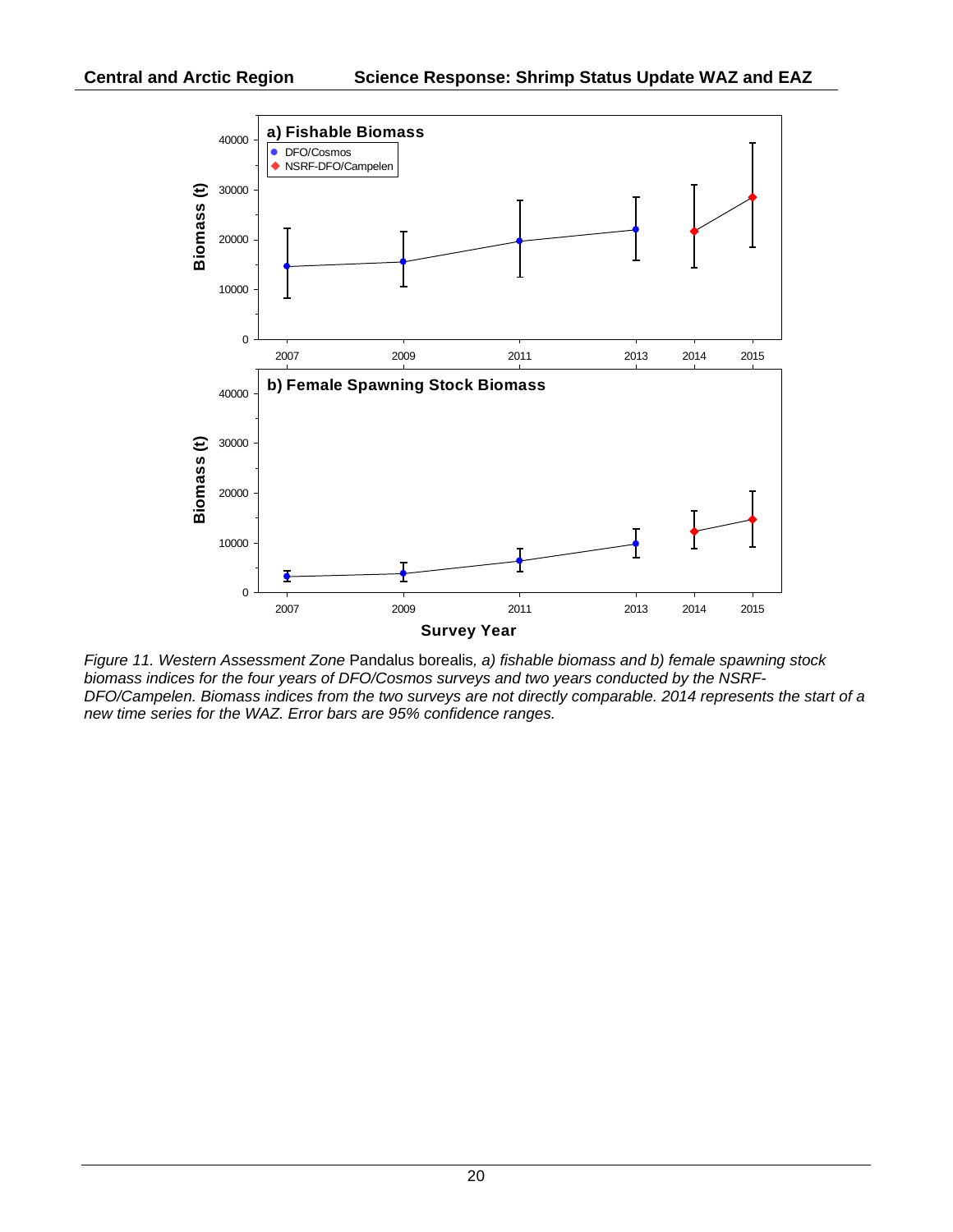*Figure 11. Western Assessment Zone* Pandalus borealis*, a) fishable biomass and b) female spawning stock biomass indices for the four years of DFO/Cosmos surveys and two years conducted by the NSRF-DFO/Campelen. Biomass indices from the two surveys are not directly comparable. 2014 represents the start of a new time series for the WAZ. Error bars are 95% confidence ranges.*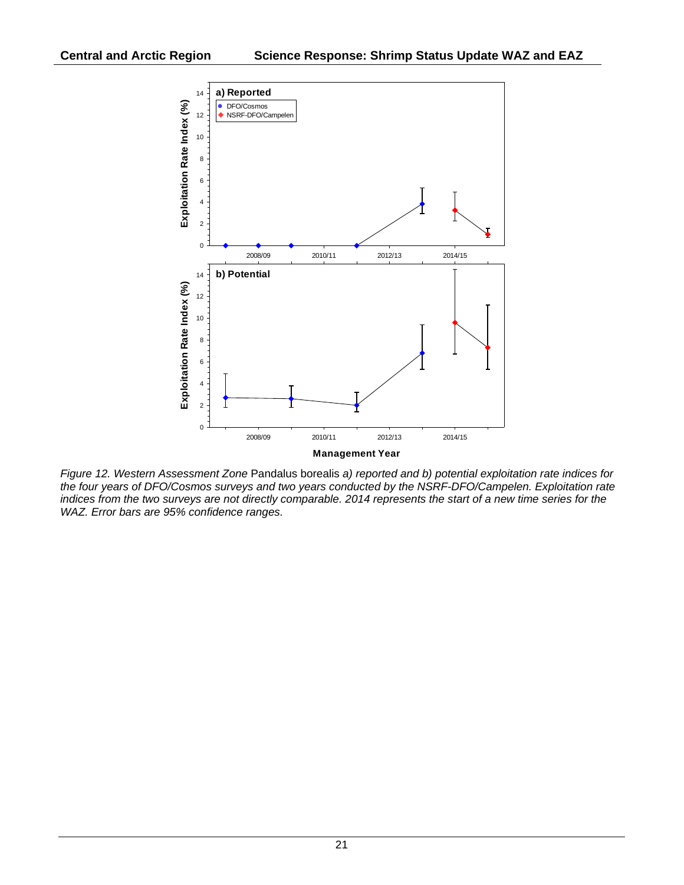*Figure 12. Western Assessment Zone* Pandalus borealis *a) reported and b) potential exploitation rate indices for the four years of DFO/Cosmos surveys and two years conducted by the NSRF-DFO/Campelen. Exploitation rate indices from the two surveys are not directly comparable. 2014 represents the start of a new time series for the WAZ. Error bars are 95% confidence ranges.*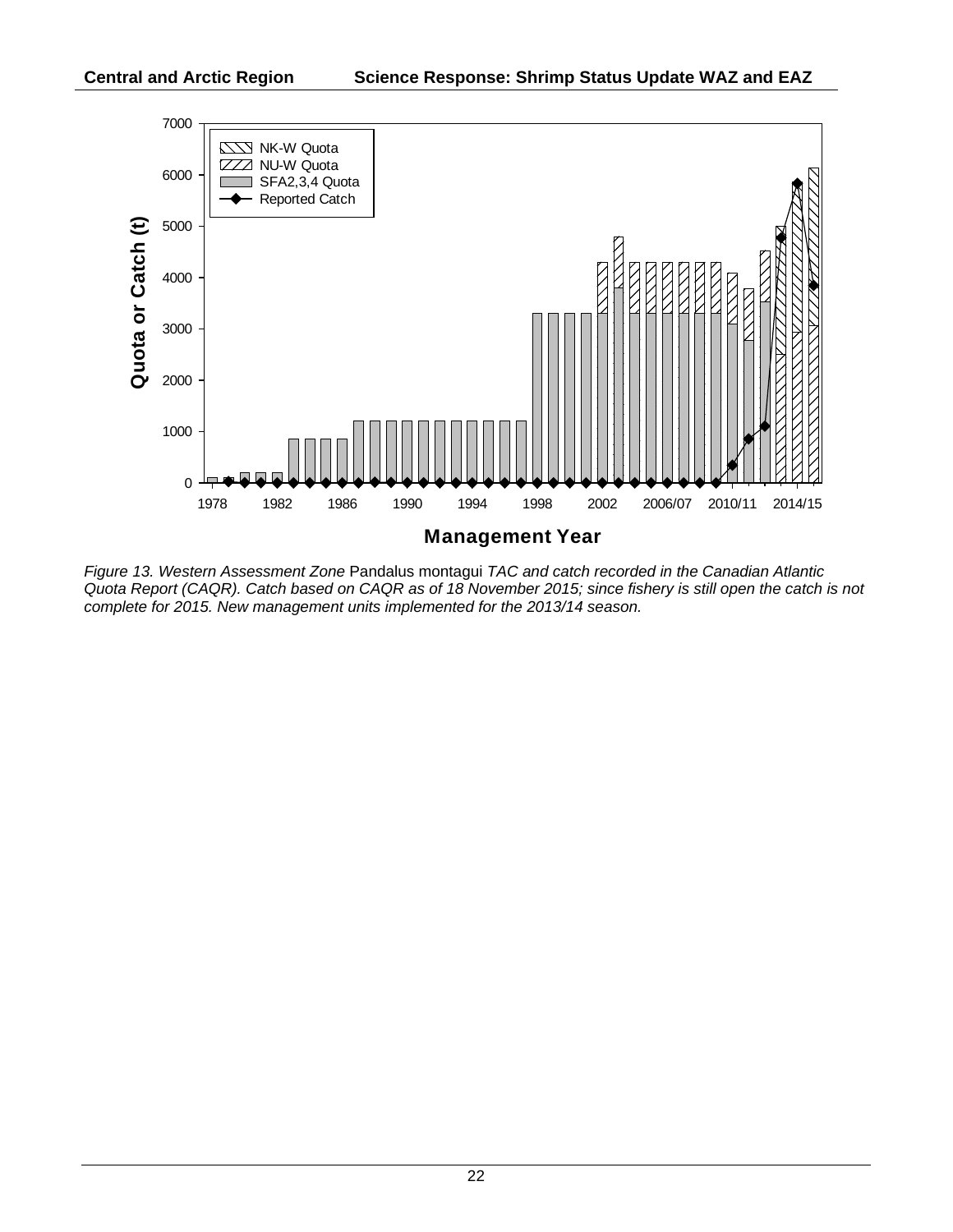*Figure 13. Western Assessment Zone* Pandalus montagui *TAC and catch recorded in the Canadian Atlantic Quota Report (CAQR). Catch based on CAQR as of 18 November 2015; since fishery is still open the catch is not complete for 2015. New management units implemented for the 2013/14 season.*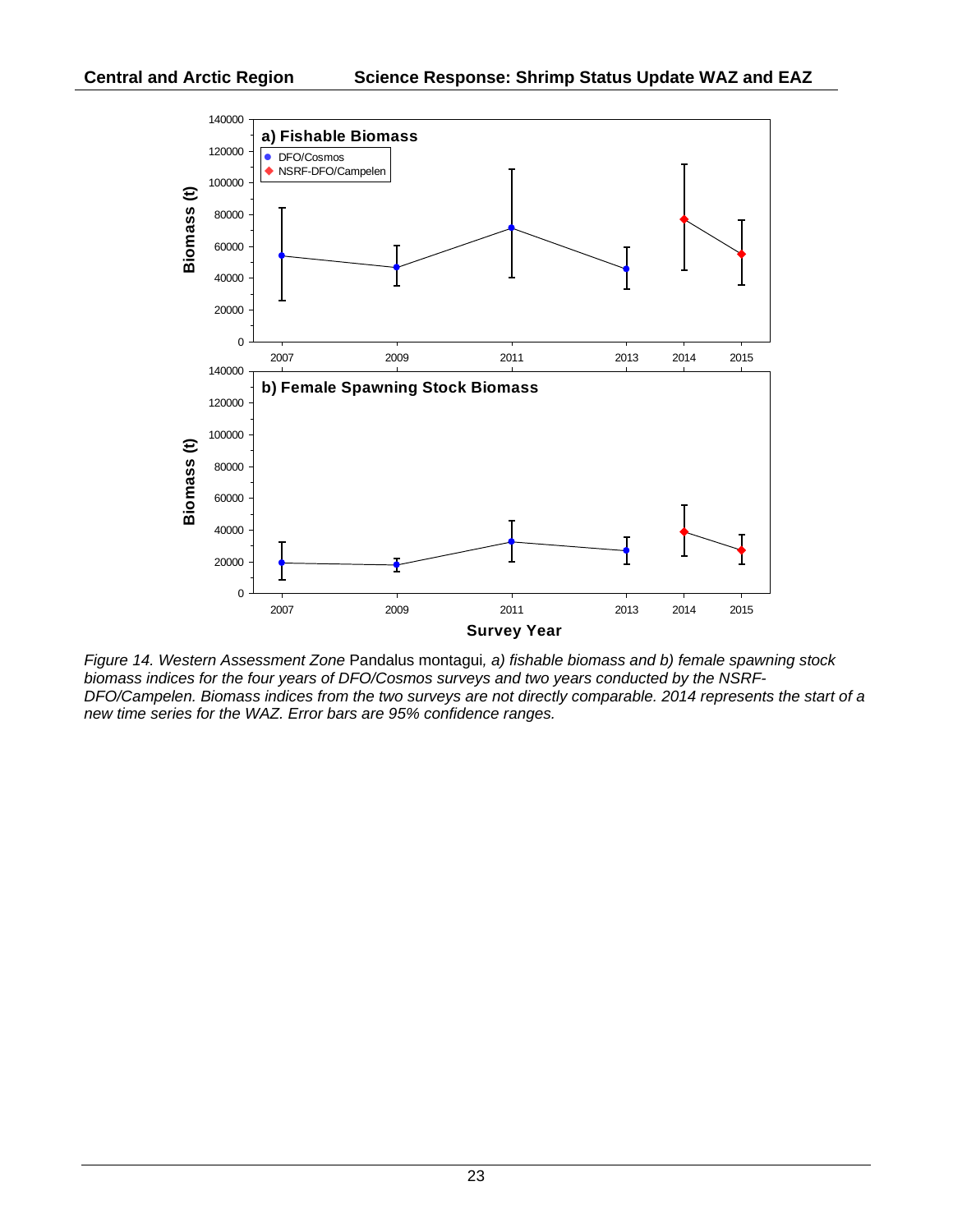*Figure 14. Western Assessment Zone* Pandalus montagui*, a) fishable biomass and b) female spawning stock biomass indices for the four years of DFO/Cosmos surveys and two years conducted by the NSRF-DFO/Campelen. Biomass indices from the two surveys are not directly comparable. 2014 represents the start of a new time series for the WAZ. Error bars are 95% confidence ranges.*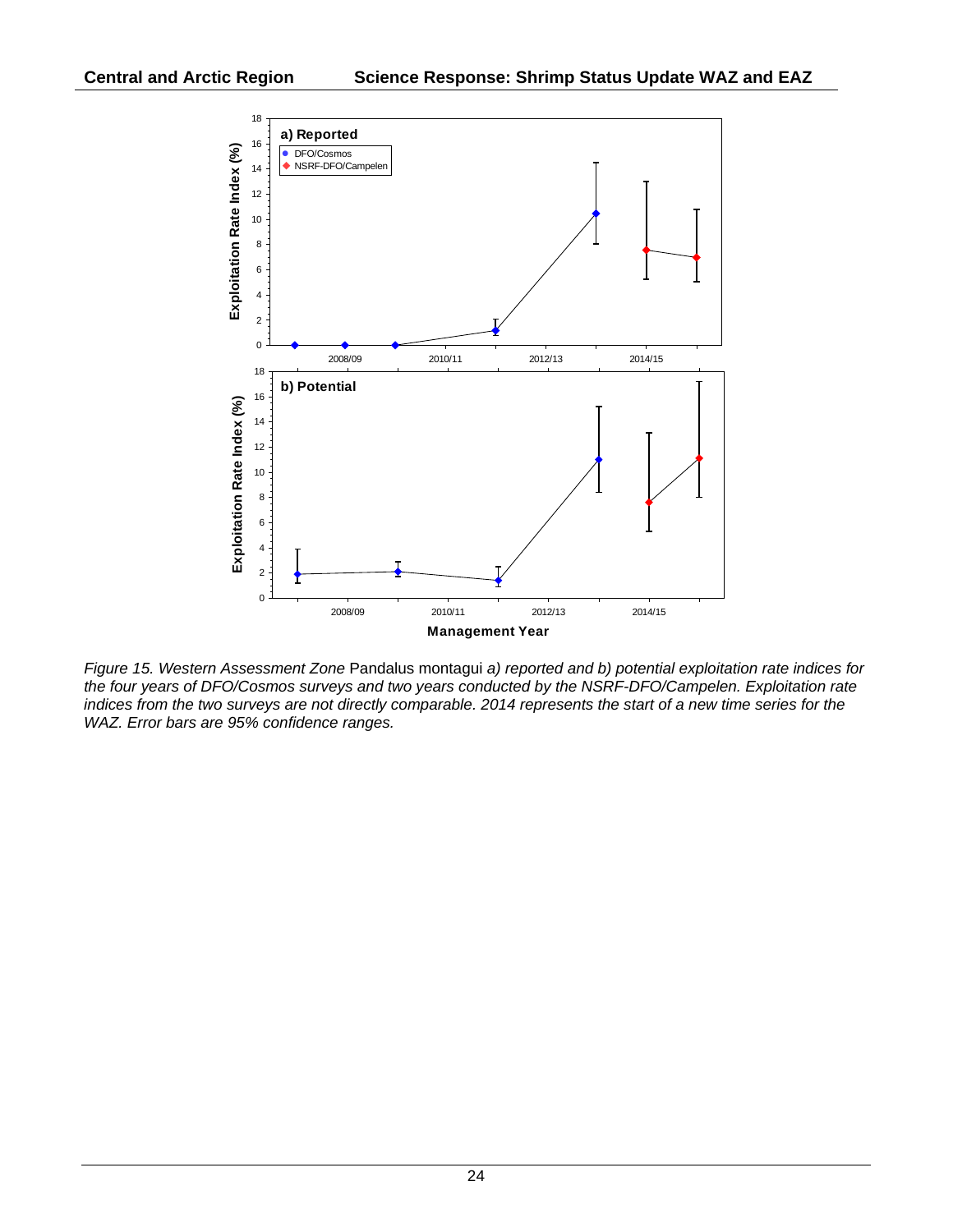*Figure 15. Western Assessment Zone* Pandalus montagui *a) reported and b) potential exploitation rate indices for the four years of DFO/Cosmos surveys and two years conducted by the NSRF-DFO/Campelen. Exploitation rate indices from the two surveys are not directly comparable. 2014 represents the start of a new time series for the WAZ. Error bars are 95% confidence ranges.*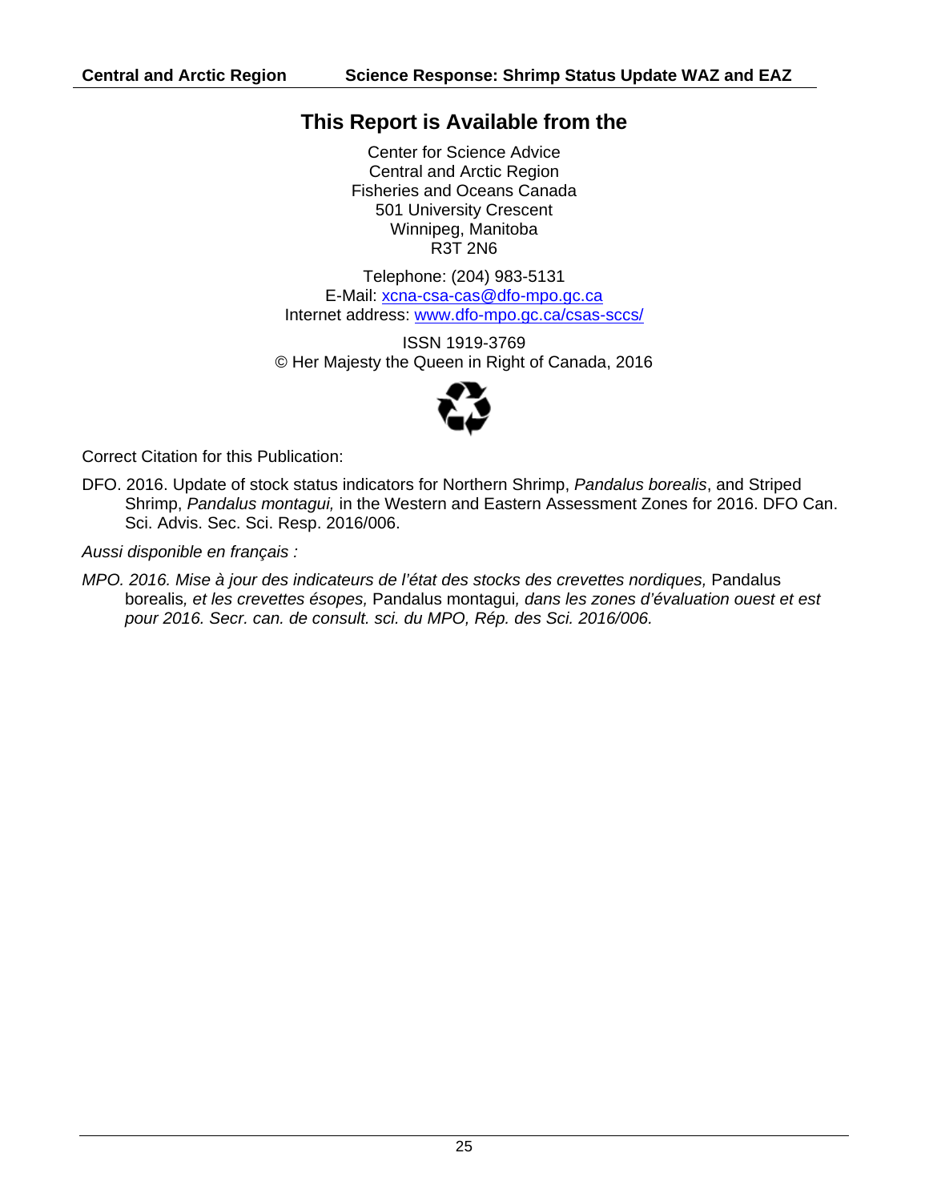## This Report is Available from the

Center for Science Advice
Central and Arctic Region
Fisheries and Oceans Canada
501 University Crescent
Winnipeg, Manitoba
R3T 2N6

Telephone: (204) 983-5131
E-Mail: xcna-csa-cas@dfo-mpo.gc.ca
Internet address: www.dfo-mpo.gc.ca/csas-sccs/

ISSN 1919-3769
© Her Majesty the Queen in Right of Canada, 2016

Correct Citation for this Publication:

DFO. 2016. Update of stock status indicators for Northern Shrimp, *Pandalus borealis*, and Striped Shrimp, *Pandalus montagui,* in the Western and Eastern Assessment Zones for 2016. DFO Can. Sci. Advis. Sec. Sci. Resp. 2016/006.

*Aussi disponible en français :*

*MPO. 2016. Mise à jour des indicateurs de l'état des stocks des crevettes nordiques,* Pandalus borealis*, et les crevettes ésopes,* Pandalus montagui*, dans les zones d'évaluation ouest et est pour 2016. Secr. can. de consult. sci. du MPO, Rép. des Sci. 2016/006.*